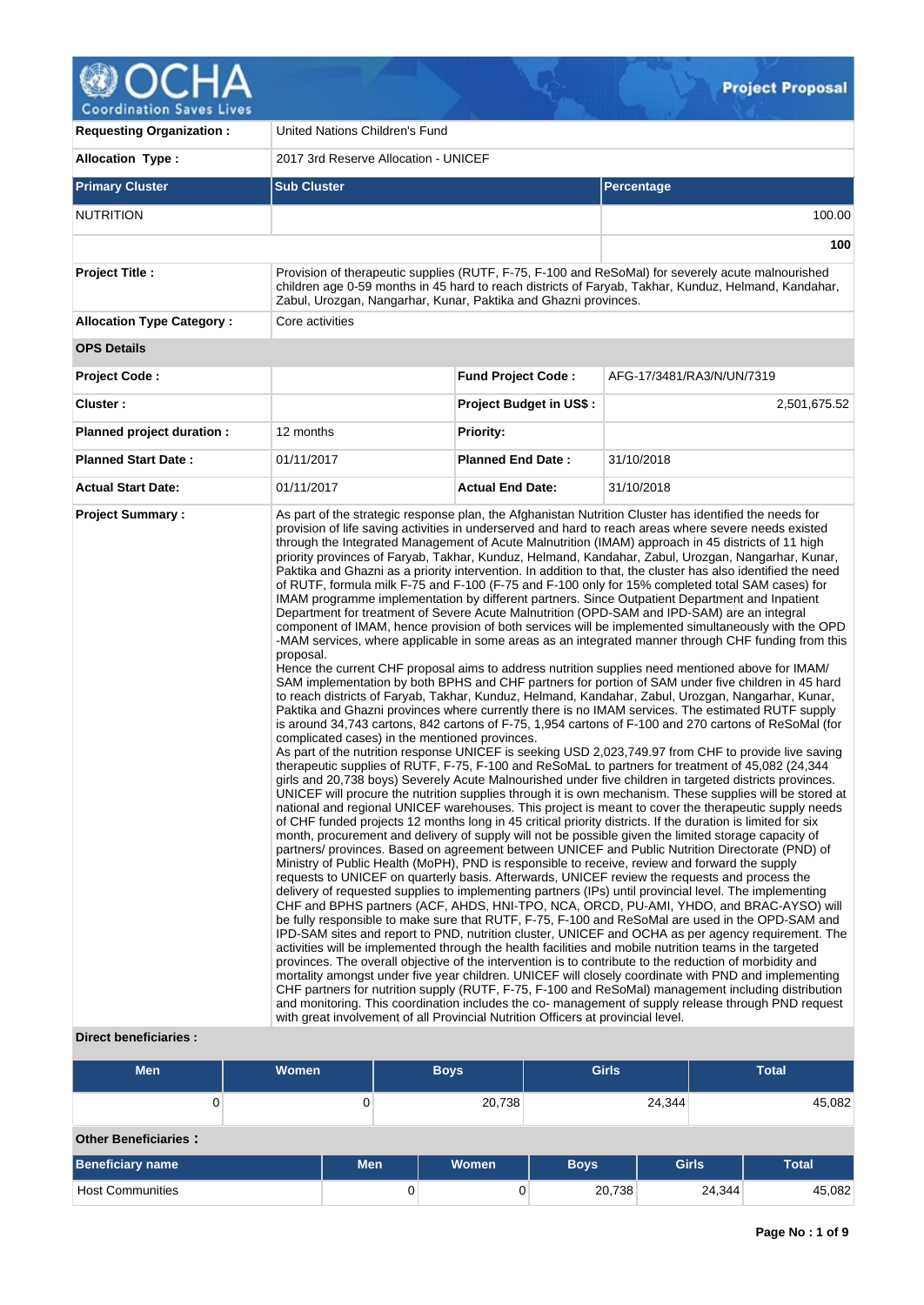# OCHA
Coordination Saves Lives

**Project Proposal**

| | | | |
|---|---|---|---|
| **Requesting Organization :** | United Nations Children's Fund | | |
| **Allocation Type :** | 2017 3rd Reserve Allocation - UNICEF | | |

| **Primary Cluster** | **Sub Cluster** | **Percentage** |
|---|---|---|
| NUTRITION | | 100.00 |
| | | **100** |

| | | | |
|---|---|---|---|
| **Project Title :** | Provision of therapeutic supplies (RUTF, F-75, F-100 and ReSoMal) for severely acute malnourished children age 0-59 months in 45 hard to reach districts of Faryab, Takhar, Kunduz, Helmand, Kandahar, Zabul, Urozgan, Nangarhar, Kunar, Paktika and Ghazni provinces. | | |
| **Allocation Type Category :** | Core activities | | |
| **OPS Details** | | | |
| **Project Code :** | | **Fund Project Code :** | AFG-17/3481/RA3/N/UN/7319 |
| **Cluster :** | | **Project Budget in US$ :** | 2,501,675.52 |
| **Planned project duration :** | 12 months | **Priority:** | |
| **Planned Start Date :** | 01/11/2017 | **Planned End Date :** | 31/10/2018 |
| **Actual Start Date:** | 01/11/2017 | **Actual End Date:** | 31/10/2018 |

**Project Summary :**

As part of the strategic response plan, the Afghanistan Nutrition Cluster has identified the needs for provision of life saving activities in underserved and hard to reach areas where severe needs existed through the Integrated Management of Acute Malnutrition (IMAM) approach in 45 districts of 11 high priority provinces of Faryab, Takhar, Kunduz, Helmand, Kandahar, Zabul, Urozgan, Nangarhar, Kunar, Paktika and Ghazni as a priority intervention. In addition to that, the cluster has also identified the need of RUTF, formula milk F-75 and F-100 (F-75 and F-100 only for 15% completed total SAM cases) for IMAM programme implementation by different partners. Since Outpatient Department and Inpatient Department for treatment of Severe Acute Malnutrition (OPD-SAM and IPD-SAM) are an integral component of IMAM, hence provision of both services will be implemented simultaneously with the OPD -MAM services, where applicable in some areas as an integrated manner through CHF funding from this proposal.

Hence the current CHF proposal aims to address nutrition supplies need mentioned above for IMAM/ SAM implementation by both BPHS and CHF partners for portion of SAM under five children in 45 hard to reach districts of Faryab, Takhar, Kunduz, Helmand, Kandahar, Zabul, Urozgan, Nangarhar, Kunar, Paktika and Ghazni provinces where currently there is no IMAM services. The estimated RUTF supply is around 34,743 cartons, 842 cartons of F-75, 1,954 cartons of F-100 and 270 cartons of ReSoMal (for complicated cases) in the mentioned provinces.

As part of the nutrition response UNICEF is seeking USD 2,023,749.97 from CHF to provide live saving therapeutic supplies of RUTF, F-75, F-100 and ReSoMaL to partners for treatment of 45,082 (24,344 girls and 20,738 boys) Severely Acute Malnourished under five children in targeted districts provinces. UNICEF will procure the nutrition supplies through it is own mechanism. These supplies will be stored at national and regional UNICEF warehouses. This project is meant to cover the therapeutic supply needs of CHF funded projects 12 months long in 45 critical priority districts. If the duration is limited for six month, procurement and delivery of supply will not be possible given the limited storage capacity of partners/ provinces. Based on agreement between UNICEF and Public Nutrition Directorate (PND) of Ministry of Public Health (MoPH), PND is responsible to receive, review and forward the supply requests to UNICEF on quarterly basis. Afterwards, UNICEF review the requests and process the delivery of requested supplies to implementing partners (IPs) until provincial level. The implementing CHF and BPHS partners (ACF, AHDS, HNI-TPO, NCA, ORCD, PU-AMI, YHDO, and BRAC-AYSO) will be fully responsible to make sure that RUTF, F-75, F-100 and ReSoMal are used in the OPD-SAM and IPD-SAM sites and report to PND, nutrition cluster, UNICEF and OCHA as per agency requirement. The activities will be implemented through the health facilities and mobile nutrition teams in the targeted provinces. The overall objective of the intervention is to contribute to the reduction of morbidity and mortality amongst under five year children. UNICEF will closely coordinate with PND and implementing CHF partners for nutrition supply (RUTF, F-75, F-100 and ReSoMal) management including distribution and monitoring. This coordination includes the co- management of supply release through PND request with great involvement of all Provincial Nutrition Officers at provincial level.

**Direct beneficiaries :**

| Men | Women | Boys | Girls | Total |
|---|---|---|---|---|
| 0 | 0 | 20,738 | 24,344 | 45,082 |

**Other Beneficiaries :**

| Beneficiary name | Men | Women | Boys | Girls | Total |
|---|---|---|---|---|---|
| Host Communities | 0 | 0 | 20,738 | 24,344 | 45,082 |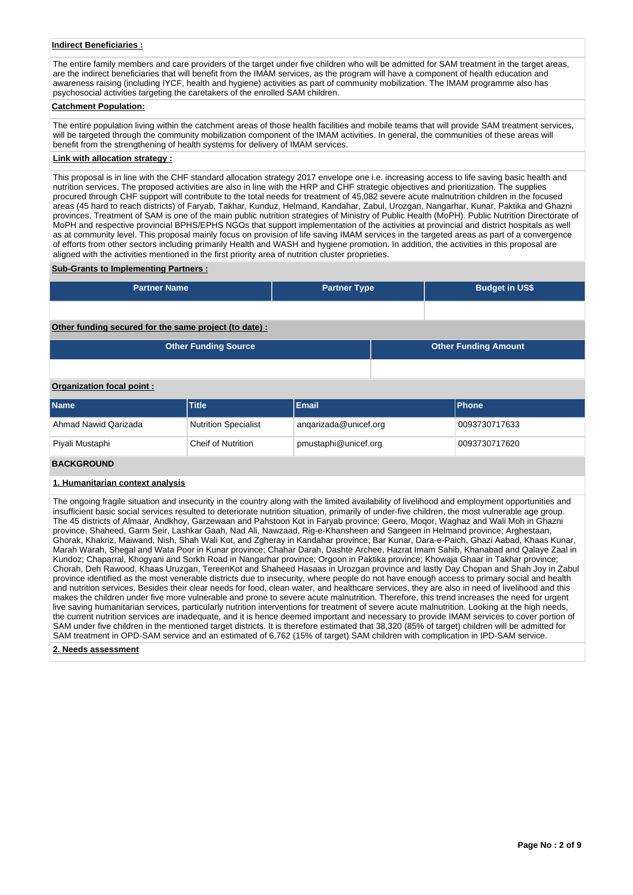**Indirect Beneficiaries :**

The entire family members and care providers of the target under five children who will be admitted for SAM treatment in the target areas, are the indirect beneficiaries that will benefit from the IMAM services, as the program will have a component of health education and awareness raising (including IYCF, health and hygiene) activities as part of community mobilization. The IMAM programme also has psychosocial activities targeting the caretakers of the enrolled SAM children.

**Catchment Population:**

The entire population living within the catchment areas of those health facilities and mobile teams that will provide SAM treatment services, will be targeted through the community mobilization component of the IMAM activities. In general, the communities of these areas will benefit from the strengthening of health systems for delivery of IMAM services.

**Link with allocation strategy :**

This proposal is in line with the CHF standard allocation strategy 2017 envelope one i.e. increasing access to life saving basic health and nutrition services. The proposed activities are also in line with the HRP and CHF strategic objectives and prioritization. The supplies procured through CHF support will contribute to the total needs for treatment of 45,082 severe acute malnutrition children in the focused areas (45 hard to reach districts) of Faryab, Takhar, Kunduz, Helmand, Kandahar, Zabul, Urozgan, Nangarhar, Kunar, Paktika and Ghazni provinces. Treatment of SAM is one of the main public nutrition strategies of Ministry of Public Health (MoPH). Public Nutrition Directorate of MoPH and respective provincial BPHS/EPHS NGOs that support implementation of the activities at provincial and district hospitals as well as at community level. This proposal mainly focus on provision of life saving IMAM services in the targeted areas as part of a convergence of efforts from other sectors including primarily Health and WASH and hygiene promotion. In addition, the activities in this proposal are aligned with the activities mentioned in the first priority area of nutrition cluster proprieties.

**Sub-Grants to Implementing Partners :**

| Partner Name | Partner Type | Budget in US$ |
|---|---|---|
| | | |

**Other funding secured for the same project (to date) :**

| Other Funding Source | Other Funding Amount |
|---|---|
| | |

**Organization focal point :**

| Name | Title | Email | Phone |
|---|---|---|---|
| Ahmad Nawid Qarizada | Nutrition Specialist | anqarizada@unicef.org | 0093730717633 |
| Piyali Mustaphi | Cheif of Nutrition | pmustaphi@unicef.org | 0093730717620 |

## BACKGROUND

**1. Humanitarian context analysis**

The ongoing fragile situation and insecurity in the country along with the limited availability of livelihood and employment opportunities and insufficient basic social services resulted to deteriorate nutrition situation, primarily of under-five children, the most vulnerable age group. The 45 districts of Almaar, Andkhoy, Garzewaan and Pahstoon Kot in Faryab province; Geero, Moqor, Waghaz and Wali Moh in Ghazni province, Shaheed, Garm Seir, Lashkar Gaah, Nad Ali, Nawzaad, Rig-e-Khansheen and Sangeen in Helmand province; Arghestaan, Ghorak, Khakriz, Maiwand, Nish, Shah Wali Kot, and Zgheray in Kandahar province; Bar Kunar, Dara-e-Paich, Ghazi Aabad, Khaas Kunar, Marah Warah, Shegal and Wata Poor in Kunar province; Chahar Darah, Dashte Archee, Hazrat Imam Sahib, Khanabad and Qalaye Zaal in Kundoz; Chaparral, Khogyani and Sorkh Road in Nangarhar province; Orgoon in Paktika province; Khowaja Ghaar in Takhar province; Chorah, Deh Rawood, Khaas Uruzgan, TereenKot and Shaheed Hasaas in Urozgan province and lastly Day Chopan and Shah Joy in Zabul province identified as the most venerable districts due to insecurity, where people do not have enough access to primary social and health and nutrition services. Besides their clear needs for food, clean water, and healthcare services, they are also in need of livelihood and this makes the children under five more vulnerable and prone to severe acute malnutrition. Therefore, this trend increases the need for urgent live saving humanitarian services, particularly nutrition interventions for treatment of severe acute malnutrition. Looking at the high needs, the current nutrition services are inadequate, and it is hence deemed important and necessary to provide IMAM services to cover portion of SAM under five children in the mentioned target districts. It is therefore estimated that 38,320 (85% of target) children will be admitted for SAM treatment in OPD-SAM service and an estimated of 6,762 (15% of target) SAM children with complication in IPD-SAM service.

**2. Needs assessment**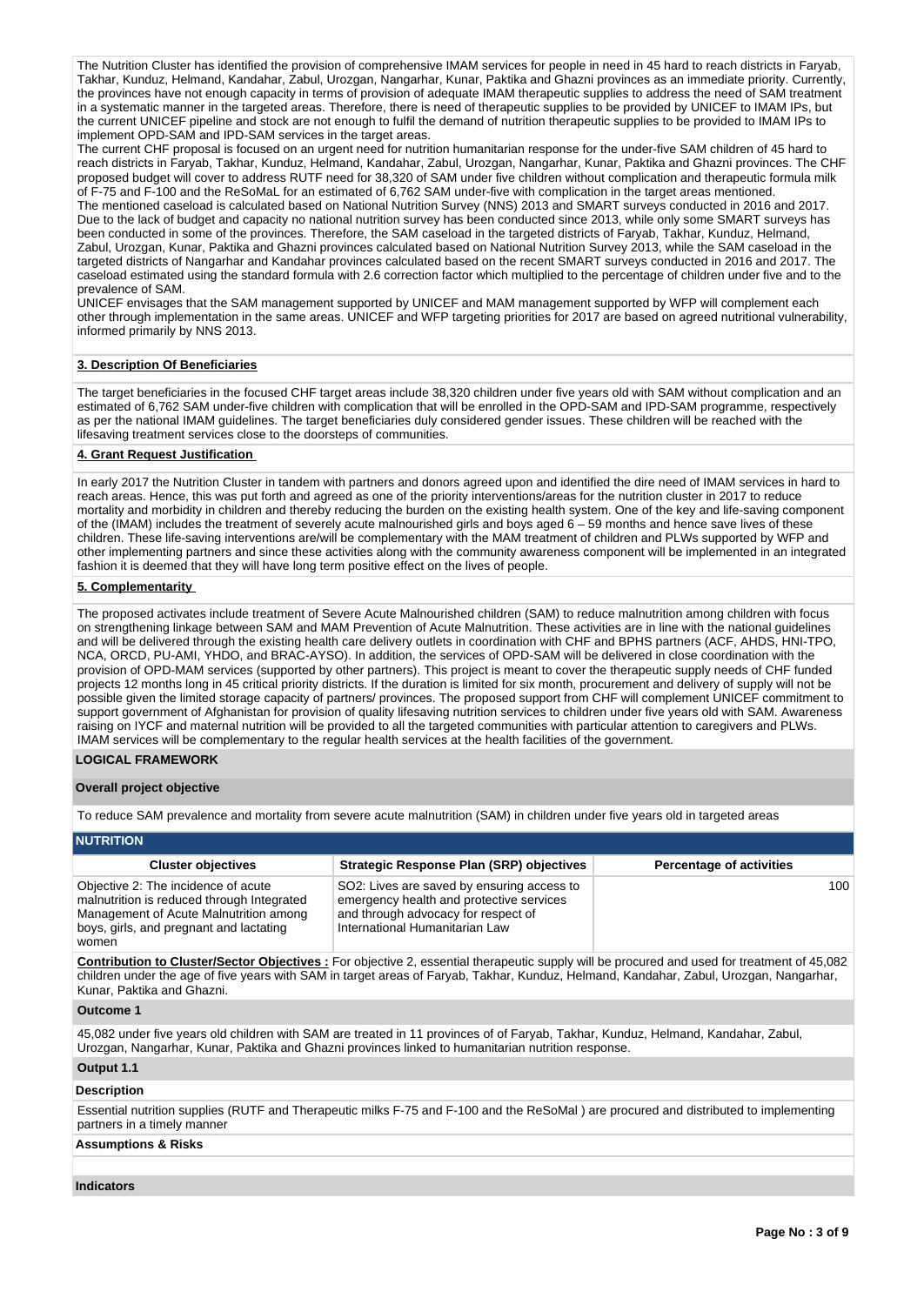The Nutrition Cluster has identified the provision of comprehensive IMAM services for people in need in 45 hard to reach districts in Faryab, Takhar, Kunduz, Helmand, Kandahar, Zabul, Urozgan, Nangarhar, Kunar, Paktika and Ghazni provinces as an immediate priority. Currently, the provinces have not enough capacity in terms of provision of adequate IMAM therapeutic supplies to address the need of SAM treatment in a systematic manner in the targeted areas. Therefore, there is need of therapeutic supplies to be provided by UNICEF to IMAM IPs, but the current UNICEF pipeline and stock are not enough to fulfil the demand of nutrition therapeutic supplies to be provided to IMAM IPs to implement OPD-SAM and IPD-SAM services in the target areas.

The current CHF proposal is focused on an urgent need for nutrition humanitarian response for the under-five SAM children of 45 hard to reach districts in Faryab, Takhar, Kunduz, Helmand, Kandahar, Zabul, Urozgan, Nangarhar, Kunar, Paktika and Ghazni provinces. The CHF proposed budget will cover to address RUTF need for 38,320 of SAM under five children without complication and therapeutic formula milk of F-75 and F-100 and the ReSoMaL for an estimated of 6,762 SAM under-five with complication in the target areas mentioned.

The mentioned caseload is calculated based on National Nutrition Survey (NNS) 2013 and SMART surveys conducted in 2016 and 2017. Due to the lack of budget and capacity no national nutrition survey has been conducted since 2013, while only some SMART surveys has been conducted in some of the provinces. Therefore, the SAM caseload in the targeted districts of Faryab, Takhar, Kunduz, Helmand, Zabul, Urozgan, Kunar, Paktika and Ghazni provinces calculated based on National Nutrition Survey 2013, while the SAM caseload in the targeted districts of Nangarhar and Kandahar provinces calculated based on the recent SMART surveys conducted in 2016 and 2017. The caseload estimated using the standard formula with 2.6 correction factor which multiplied to the percentage of children under five and to the prevalence of SAM.

UNICEF envisages that the SAM management supported by UNICEF and MAM management supported by WFP will complement each other through implementation in the same areas. UNICEF and WFP targeting priorities for 2017 are based on agreed nutritional vulnerability, informed primarily by NNS 2013.

### 3. Description Of Beneficiaries

The target beneficiaries in the focused CHF target areas include 38,320 children under five years old with SAM without complication and an estimated of 6,762 SAM under-five children with complication that will be enrolled in the OPD-SAM and IPD-SAM programme, respectively as per the national IMAM guidelines. The target beneficiaries duly considered gender issues. These children will be reached with the lifesaving treatment services close to the doorsteps of communities.

### 4. Grant Request Justification

In early 2017 the Nutrition Cluster in tandem with partners and donors agreed upon and identified the dire need of IMAM services in hard to reach areas. Hence, this was put forth and agreed as one of the priority interventions/areas for the nutrition cluster in 2017 to reduce mortality and morbidity in children and thereby reducing the burden on the existing health system. One of the key and life-saving component of the (IMAM) includes the treatment of severely acute malnourished girls and boys aged 6 – 59 months and hence save lives of these children. These life-saving interventions are/will be complementary with the MAM treatment of children and PLWs supported by WFP and other implementing partners and since these activities along with the community awareness component will be implemented in an integrated fashion it is deemed that they will have long term positive effect on the lives of people.

### 5. Complementarity

The proposed activates include treatment of Severe Acute Malnourished children (SAM) to reduce malnutrition among children with focus on strengthening linkage between SAM and MAM Prevention of Acute Malnutrition. These activities are in line with the national guidelines and will be delivered through the existing health care delivery outlets in coordination with CHF and BPHS partners (ACF, AHDS, HNI-TPO, NCA, ORCD, PU-AMI, YHDO, and BRAC-AYSO). In addition, the services of OPD-SAM will be delivered in close coordination with the provision of OPD-MAM services (supported by other partners). This project is meant to cover the therapeutic supply needs of CHF funded projects 12 months long in 45 critical priority districts. If the duration is limited for six month, procurement and delivery of supply will not be possible given the limited storage capacity of partners/ provinces. The proposed support from CHF will complement UNICEF commitment to support government of Afghanistan for provision of quality lifesaving nutrition services to children under five years old with SAM. Awareness raising on IYCF and maternal nutrition will be provided to all the targeted communities with particular attention to caregivers and PLWs. IMAM services will be complementary to the regular health services at the health facilities of the government.

## LOGICAL FRAMEWORK

### Overall project objective

To reduce SAM prevalence and mortality from severe acute malnutrition (SAM) in children under five years old in targeted areas

### NUTRITION

| Cluster objectives | Strategic Response Plan (SRP) objectives | Percentage of activities |
|---|---|---|
| Objective 2: The incidence of acute malnutrition is reduced through Integrated Management of Acute Malnutrition among boys, girls, and pregnant and lactating women | SO2: Lives are saved by ensuring access to emergency health and protective services and through advocacy for respect of International Humanitarian Law | 100 |

**Contribution to Cluster/Sector Objectives :** For objective 2, essential therapeutic supply will be procured and used for treatment of 45,082 children under the age of five years with SAM in target areas of Faryab, Takhar, Kunduz, Helmand, Kandahar, Zabul, Urozgan, Nangarhar, Kunar, Paktika and Ghazni.

**Outcome 1**

45,082 under five years old children with SAM are treated in 11 provinces of of Faryab, Takhar, Kunduz, Helmand, Kandahar, Zabul, Urozgan, Nangarhar, Kunar, Paktika and Ghazni provinces linked to humanitarian nutrition response.

**Output 1.1**

**Description**

Essential nutrition supplies (RUTF and Therapeutic milks F-75 and F-100 and the ReSoMal ) are procured and distributed to implementing partners in a timely manner

**Assumptions & Risks**

**Indicators**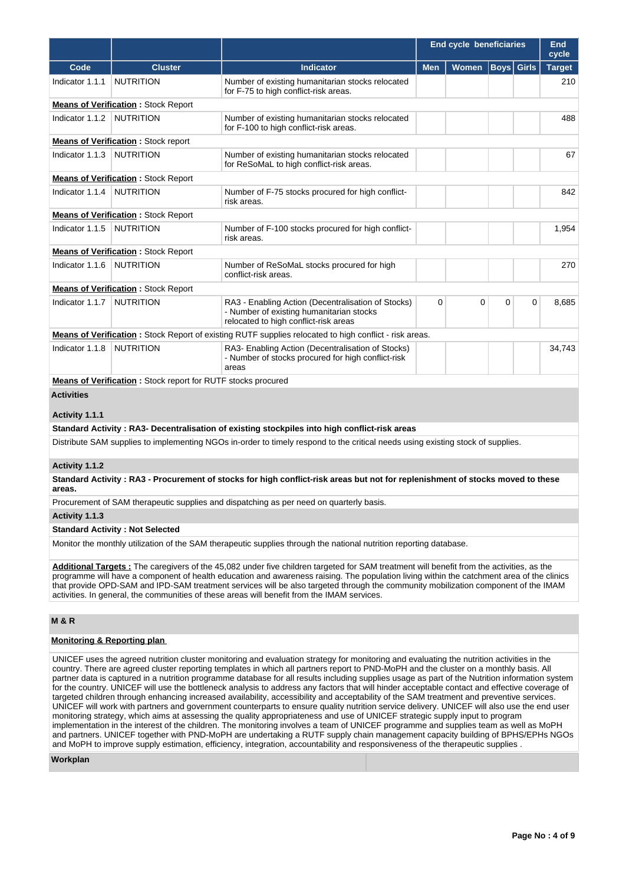| | | | End cycle beneficiaries | | | | End cycle |
|---|---|---|---|---|---|---|---|
| **Code** | **Cluster** | **Indicator** | **Men** | **Women** | **Boys** | **Girls** | **Target** |
| Indicator 1.1.1 | NUTRITION | Number of existing humanitarian stocks relocated for F-75 to high conflict-risk areas. | | | | | 210 |
| **Means of Verification** : Stock Report | | | | | | | |
| Indicator 1.1.2 | NUTRITION | Number of existing humanitarian stocks relocated for F-100 to high conflict-risk areas. | | | | | 488 |
| **Means of Verification** : Stock report | | | | | | | |
| Indicator 1.1.3 | NUTRITION | Number of existing humanitarian stocks relocated for ReSoMaL to high conflict-risk areas. | | | | | 67 |
| **Means of Verification** : Stock Report | | | | | | | |
| Indicator 1.1.4 | NUTRITION | Number of F-75 stocks procured for high conflict-risk areas. | | | | | 842 |
| **Means of Verification** : Stock Report | | | | | | | |
| Indicator 1.1.5 | NUTRITION | Number of F-100 stocks procured for high conflict-risk areas. | | | | | 1,954 |
| **Means of Verification** : Stock Report | | | | | | | |
| Indicator 1.1.6 | NUTRITION | Number of ReSoMaL stocks procured for high conflict-risk areas. | | | | | 270 |
| **Means of Verification** : Stock Report | | | | | | | |
| Indicator 1.1.7 | NUTRITION | RA3 - Enabling Action (Decentralisation of Stocks) - Number of existing humanitarian stocks relocated to high conflict-risk areas | 0 | 0 | 0 | 0 | 8,685 |
| **Means of Verification** : Stock Report of existing RUTF supplies relocated to high conflict - risk areas. | | | | | | | |
| Indicator 1.1.8 | NUTRITION | RA3- Enabling Action (Decentralisation of Stocks) - Number of stocks procured for high conflict-risk areas | | | | | 34,743 |
| **Means of Verification** : Stock report for RUTF stocks procured | | | | | | | |

**Activities**

**Activity 1.1.1**

**Standard Activity : RA3- Decentralisation of existing stockpiles into high conflict-risk areas**

Distribute SAM supplies to implementing NGOs in-order to timely respond to the critical needs using existing stock of supplies.

**Activity 1.1.2**

**Standard Activity : RA3 - Procurement of stocks for high conflict-risk areas but not for replenishment of stocks moved to these areas.**

Procurement of SAM therapeutic supplies and dispatching as per need on quarterly basis.

**Activity 1.1.3**

**Standard Activity : Not Selected**

Monitor the monthly utilization of the SAM therapeutic supplies through the national nutrition reporting database.

**Additional Targets :** The caregivers of the 45,082 under five children targeted for SAM treatment will benefit from the activities, as the programme will have a component of health education and awareness raising. The population living within the catchment area of the clinics that provide OPD-SAM and IPD-SAM treatment services will be also targeted through the community mobilization component of the IMAM activities. In general, the communities of these areas will benefit from the IMAM services.

## M & R

**Monitoring & Reporting plan**

UNICEF uses the agreed nutrition cluster monitoring and evaluation strategy for monitoring and evaluating the nutrition activities in the country. There are agreed cluster reporting templates in which all partners report to PND-MoPH and the cluster on a monthly basis. All partner data is captured in a nutrition programme database for all results including supplies usage as part of the Nutrition information system for the country. UNICEF will use the bottleneck analysis to address any factors that will hinder acceptable contact and effective coverage of targeted children through enhancing increased availability, accessibility and acceptability of the SAM treatment and preventive services. UNICEF will work with partners and government counterparts to ensure quality nutrition service delivery. UNICEF will also use the end user monitoring strategy, which aims at assessing the quality appropriateness and use of UNICEF strategic supply input to program implementation in the interest of the children. The monitoring involves a team of UNICEF programme and supplies team as well as MoPH and partners. UNICEF together with PND-MoPH are undertaking a RUTF supply chain management capacity building of BPHS/EPHs NGOs and MoPH to improve supply estimation, efficiency, integration, accountability and responsiveness of the therapeutic supplies .

**Workplan**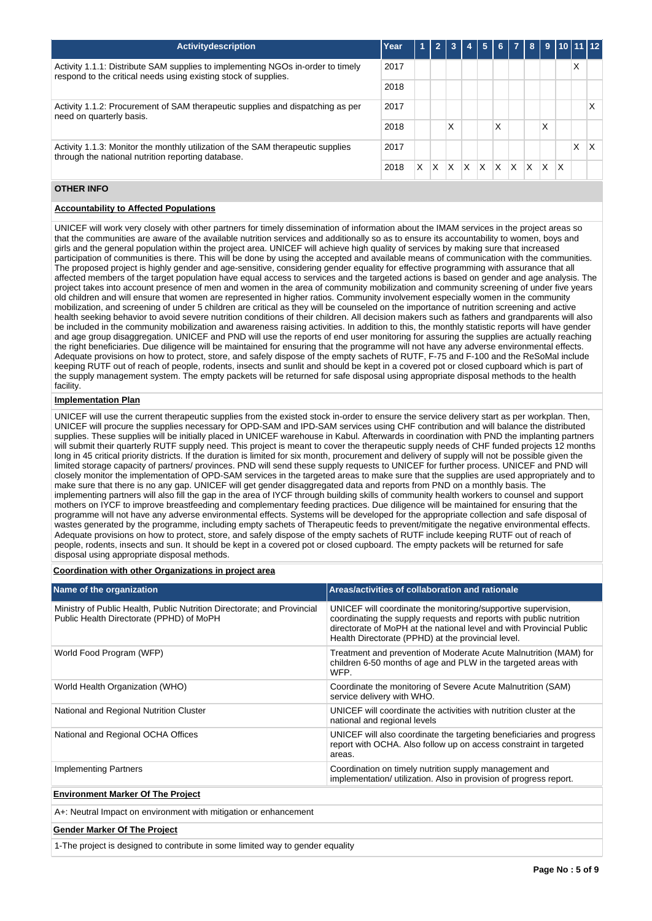| Activitydescription | Year | 1 | 2 | 3 | 4 | 5 | 6 | 7 | 8 | 9 | 10 | 11 | 12 |
|---|---|---|---|---|---|---|---|---|---|---|---|---|---|
| Activity 1.1.1: Distribute SAM supplies to implementing NGOs in-order to timely respond to the critical needs using existing stock of supplies. | 2017 | | | | | | | | | | | X | |
| | 2018 | | | | | | | | | | | | |
| Activity 1.1.2: Procurement of SAM therapeutic supplies and dispatching as per need on quarterly basis. | 2017 | | | | | | | | | | | | X |
| | 2018 | | | X | | | X | | | X | | | |
| Activity 1.1.3: Monitor the monthly utilization of the SAM therapeutic supplies through the national nutrition reporting database. | 2017 | | | | | | | | | | | X | X |
| | 2018 | X | X | X | X | X | X | X | X | X | X | | |

**OTHER INFO**

**Accountability to Affected Populations**

UNICEF will work very closely with other partners for timely dissemination of information about the IMAM services in the project areas so that the communities are aware of the available nutrition services and additionally so as to ensure its accountability to women, boys and girls and the general population within the project area. UNICEF will achieve high quality of services by making sure that increased participation of communities is there. This will be done by using the accepted and available means of communication with the communities. The proposed project is highly gender and age-sensitive, considering gender equality for effective programming with assurance that all affected members of the target population have equal access to services and the targeted actions is based on gender and age analysis. The project takes into account presence of men and women in the area of community mobilization and community screening of under five years old children and will ensure that women are represented in higher ratios. Community involvement especially women in the community mobilization, and screening of under 5 children are critical as they will be counseled on the importance of nutrition screening and active health seeking behavior to avoid severe nutrition conditions of their children. All decision makers such as fathers and grandparents will also be included in the community mobilization and awareness raising activities. In addition to this, the monthly statistic reports will have gender and age group disaggregation. UNICEF and PND will use the reports of end user monitoring for assuring the supplies are actually reaching the right beneficiaries. Due diligence will be maintained for ensuring that the programme will not have any adverse environmental effects. Adequate provisions on how to protect, store, and safely dispose of the empty sachets of RUTF, F-75 and F-100 and the ReSoMal include keeping RUTF out of reach of people, rodents, insects and sunlit and should be kept in a covered pot or closed cupboard which is part of the supply management system. The empty packets will be returned for safe disposal using appropriate disposal methods to the health facility.

**Implementation Plan**

UNICEF will use the current therapeutic supplies from the existed stock in-order to ensure the service delivery start as per workplan. Then, UNICEF will procure the supplies necessary for OPD-SAM and IPD-SAM services using CHF contribution and will balance the distributed supplies. These supplies will be initially placed in UNICEF warehouse in Kabul. Afterwards in coordination with PND the implanting partners will submit their quarterly RUTF supply need. This project is meant to cover the therapeutic supply needs of CHF funded projects 12 months long in 45 critical priority districts. If the duration is limited for six month, procurement and delivery of supply will not be possible given the limited storage capacity of partners/ provinces. PND will send these supply requests to UNICEF for further process. UNICEF and PND will closely monitor the implementation of OPD-SAM services in the targeted areas to make sure that the supplies are used appropriately and to make sure that there is no any gap. UNICEF will get gender disaggregated data and reports from PND on a monthly basis. The implementing partners will also fill the gap in the area of IYCF through building skills of community health workers to counsel and support mothers on IYCF to improve breastfeeding and complementary feeding practices. Due diligence will be maintained for ensuring that the programme will not have any adverse environmental effects. Systems will be developed for the appropriate collection and safe disposal of wastes generated by the programme, including empty sachets of Therapeutic feeds to prevent/mitigate the negative environmental effects. Adequate provisions on how to protect, store, and safely dispose of the empty sachets of RUTF include keeping RUTF out of reach of people, rodents, insects and sun. It should be kept in a covered pot or closed cupboard. The empty packets will be returned for safe disposal using appropriate disposal methods.

**Coordination with other Organizations in project area**

| Name of the organization | Areas/activities of collaboration and rationale |
|---|---|
| Ministry of Public Health, Public Nutrition Directorate; and Provincial Public Health Directorate (PPHD) of MoPH | UNICEF will coordinate the monitoring/supportive supervision, coordinating the supply requests and reports with public nutrition directorate of MoPH at the national level and with Provincial Public Health Directorate (PPHD) at the provincial level. |
| World Food Program (WFP) | Treatment and prevention of Moderate Acute Malnutrition (MAM) for children 6-50 months of age and PLW in the targeted areas with WFP. |
| World Health Organization (WHO) | Coordinate the monitoring of Severe Acute Malnutrition (SAM) service delivery with WHO. |
| National and Regional Nutrition Cluster | UNICEF will coordinate the activities with nutrition cluster at the national and regional levels |
| National and Regional OCHA Offices | UNICEF will also coordinate the targeting beneficiaries and progress report with OCHA. Also follow up on access constraint in targeted areas. |
| Implementing Partners | Coordination on timely nutrition supply management and implementation/ utilization. Also in provision of progress report. |

**Environment Marker Of The Project**

A+: Neutral Impact on environment with mitigation or enhancement

**Gender Marker Of The Project**

1-The project is designed to contribute in some limited way to gender equality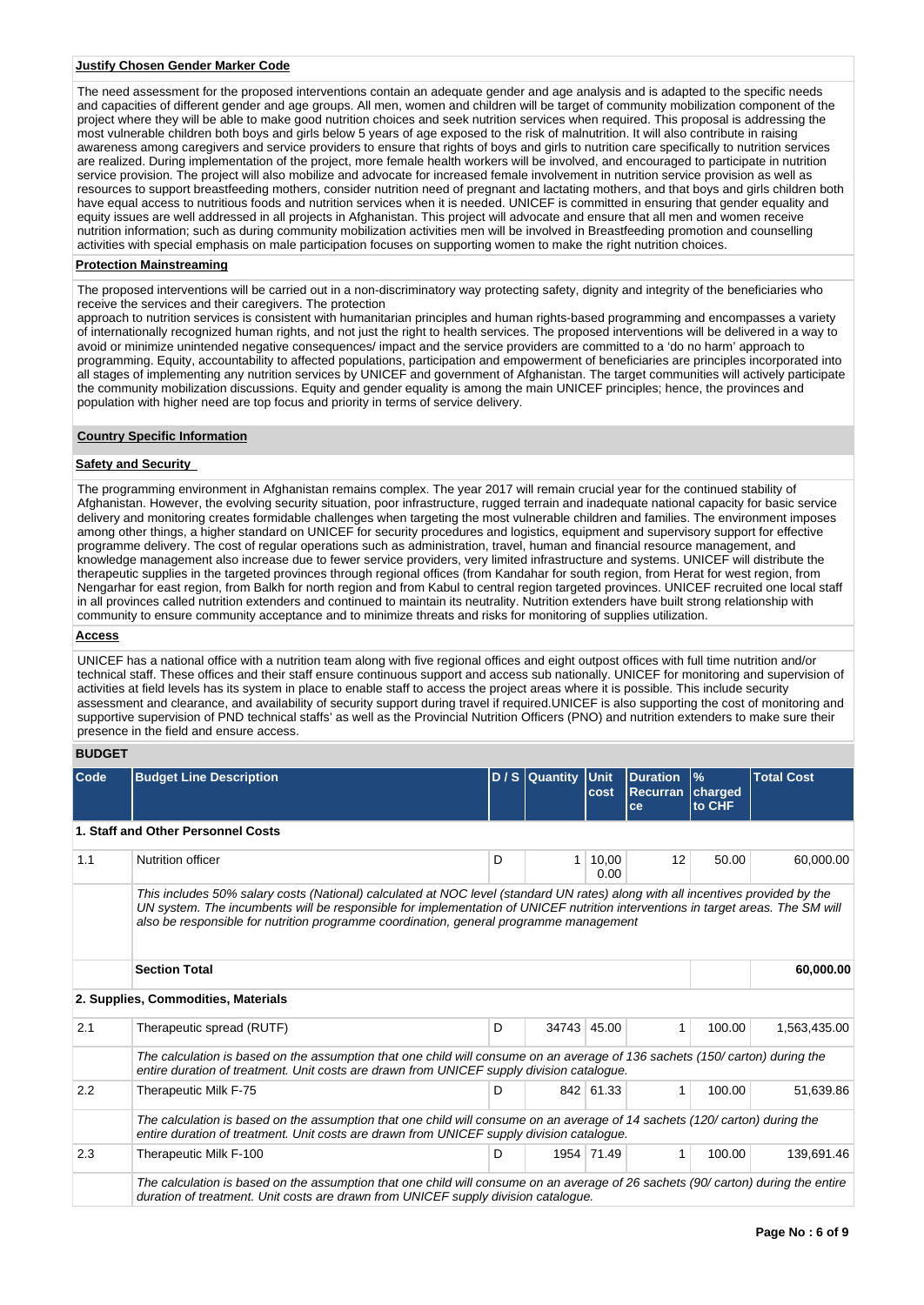**Justify Chosen Gender Marker Code**

The need assessment for the proposed interventions contain an adequate gender and age analysis and is adapted to the specific needs and capacities of different gender and age groups. All men, women and children will be target of community mobilization component of the project where they will be able to make good nutrition choices and seek nutrition services when required. This proposal is addressing the most vulnerable children both boys and girls below 5 years of age exposed to the risk of malnutrition. It will also contribute in raising awareness among caregivers and service providers to ensure that rights of boys and girls to nutrition care specifically to nutrition services are realized. During implementation of the project, more female health workers will be involved, and encouraged to participate in nutrition service provision. The project will also mobilize and advocate for increased female involvement in nutrition service provision as well as resources to support breastfeeding mothers, consider nutrition need of pregnant and lactating mothers, and that boys and girls children both have equal access to nutritious foods and nutrition services when it is needed. UNICEF is committed in ensuring that gender equality and equity issues are well addressed in all projects in Afghanistan. This project will advocate and ensure that all men and women receive nutrition information; such as during community mobilization activities men will be involved in Breastfeeding promotion and counselling activities with special emphasis on male participation focuses on supporting women to make the right nutrition choices.

**Protection Mainstreaming**

The proposed interventions will be carried out in a non-discriminatory way protecting safety, dignity and integrity of the beneficiaries who receive the services and their caregivers. The protection
approach to nutrition services is consistent with humanitarian principles and human rights-based programming and encompasses a variety of internationally recognized human rights, and not just the right to health services. The proposed interventions will be delivered in a way to avoid or minimize unintended negative consequences/ impact and the service providers are committed to a 'do no harm' approach to programming. Equity, accountability to affected populations, participation and empowerment of beneficiaries are principles incorporated into all stages of implementing any nutrition services by UNICEF and government of Afghanistan. The target communities will actively participate the community mobilization discussions. Equity and gender equality is among the main UNICEF principles; hence, the provinces and population with higher need are top focus and priority in terms of service delivery.

**Country Specific Information**

**Safety and Security**

The programming environment in Afghanistan remains complex. The year 2017 will remain crucial year for the continued stability of Afghanistan. However, the evolving security situation, poor infrastructure, rugged terrain and inadequate national capacity for basic service delivery and monitoring creates formidable challenges when targeting the most vulnerable children and families. The environment imposes among other things, a higher standard on UNICEF for security procedures and logistics, equipment and supervisory support for effective programme delivery. The cost of regular operations such as administration, travel, human and financial resource management, and knowledge management also increase due to fewer service providers, very limited infrastructure and systems. UNICEF will distribute the therapeutic supplies in the targeted provinces through regional offices (from Kandahar for south region, from Herat for west region, from Nengarhar for east region, from Balkh for north region and from Kabul to central region targeted provinces. UNICEF recruited one local staff in all provinces called nutrition extenders and continued to maintain its neutrality. Nutrition extenders have built strong relationship with community to ensure community acceptance and to minimize threats and risks for monitoring of supplies utilization.

**Access**

UNICEF has a national office with a nutrition team along with five regional offices and eight outpost offices with full time nutrition and/or technical staff. These offices and their staff ensure continuous support and access sub nationally. UNICEF for monitoring and supervision of activities at field levels has its system in place to enable staff to access the project areas where it is possible. This include security assessment and clearance, and availability of security support during travel if required.UNICEF is also supporting the cost of monitoring and supportive supervision of PND technical staffs' as well as the Provincial Nutrition Officers (PNO) and nutrition extenders to make sure their presence in the field and ensure access.

## BUDGET

| Code | Budget Line Description | D / S | Quantity | Unit cost | Duration Recurrance | % charged to CHF | Total Cost |
|---|---|---|---|---|---|---|---|
| **1. Staff and Other Personnel Costs** | | | | | | | |
| 1.1 | Nutrition officer | D | 1 | 10,000.00 | 12 | 50.00 | 60,000.00 |
| | *This includes 50% salary costs (National) calculated at NOC level (standard UN rates) along with all incentives provided by the UN system. The incumbents will be responsible for implementation of UNICEF nutrition interventions in target areas. The SM will also be responsible for nutrition programme coordination, general programme management* | | | | | | |
| | **Section Total** | | | | | | **60,000.00** |
| **2. Supplies, Commodities, Materials** | | | | | | | |
| 2.1 | Therapeutic spread (RUTF) | D | 34743 | 45.00 | 1 | 100.00 | 1,563,435.00 |
| | *The calculation is based on the assumption that one child will consume on an average of 136 sachets (150/ carton) during the entire duration of treatment. Unit costs are drawn from UNICEF supply division catalogue.* | | | | | | |
| 2.2 | Therapeutic Milk F-75 | D | 842 | 61.33 | 1 | 100.00 | 51,639.86 |
| | *The calculation is based on the assumption that one child will consume on an average of 14 sachets (120/ carton) during the entire duration of treatment. Unit costs are drawn from UNICEF supply division catalogue.* | | | | | | |
| 2.3 | Therapeutic Milk F-100 | D | 1954 | 71.49 | 1 | 100.00 | 139,691.46 |
| | *The calculation is based on the assumption that one child will consume on an average of 26 sachets (90/ carton) during the entire duration of treatment. Unit costs are drawn from UNICEF supply division catalogue.* | | | | | | |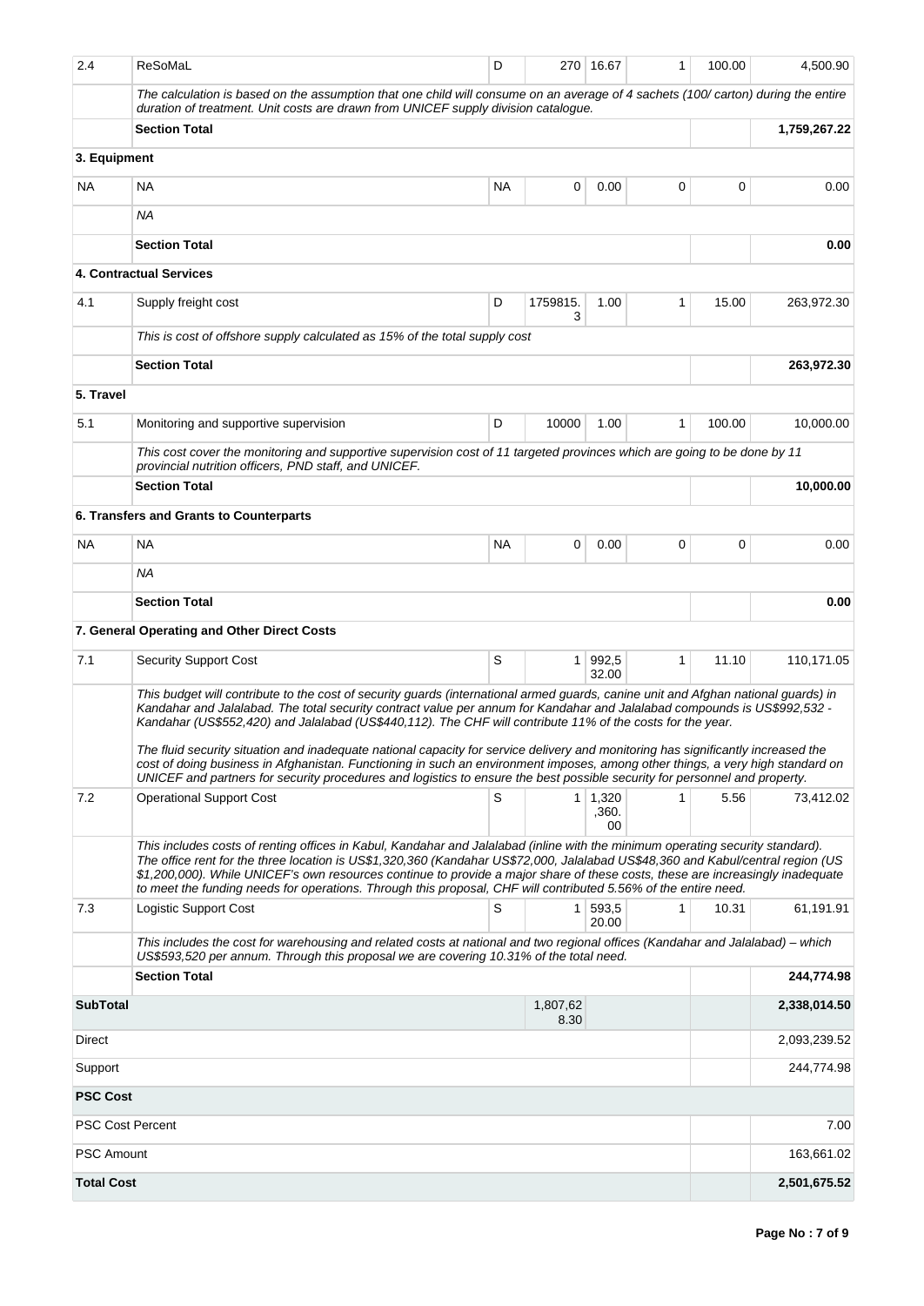| | | | | | | | |
|---|---|---|---|---|---|---|---|
| 2.4 | ReSoMaL | D | 270 | 16.67 | 1 | 100.00 | 4,500.90 |
| | *The calculation is based on the assumption that one child will consume on an average of 4 sachets (100/ carton) during the entire duration of treatment. Unit costs are drawn from UNICEF supply division catalogue.* | | | | | | |
| | **Section Total** | | | | | | **1,759,267.22** |
| **3. Equipment** | | | | | | | |
| NA | NA | NA | 0 | 0.00 | 0 | 0 | 0.00 |
| | *NA* | | | | | | |
| | **Section Total** | | | | | | **0.00** |
| **4. Contractual Services** | | | | | | | |
| 4.1 | Supply freight cost | D | 1759815.3 | 1.00 | 1 | 15.00 | 263,972.30 |
| | *This is cost of offshore supply calculated as 15% of the total supply cost* | | | | | | |
| | **Section Total** | | | | | | **263,972.30** |
| **5. Travel** | | | | | | | |
| 5.1 | Monitoring and supportive supervision | D | 10000 | 1.00 | 1 | 100.00 | 10,000.00 |
| | *This cost cover the monitoring and supportive supervision cost of 11 targeted provinces which are going to be done by 11 provincial nutrition officers, PND staff, and UNICEF.* | | | | | | |
| | **Section Total** | | | | | | **10,000.00** |
| **6. Transfers and Grants to Counterparts** | | | | | | | |
| NA | NA | NA | 0 | 0.00 | 0 | 0 | 0.00 |
| | *NA* | | | | | | |
| | **Section Total** | | | | | | **0.00** |
| **7. General Operating and Other Direct Costs** | | | | | | | |
| 7.1 | Security Support Cost | S | 1 | 992,532.00 | 1 | 11.10 | 110,171.05 |
| | *This budget will contribute to the cost of security guards (international armed guards, canine unit and Afghan national guards) in Kandahar and Jalalabad. The total security contract value per annum for Kandahar and Jalalabad compounds is US$992,532 - Kandahar (US$552,420) and Jalalabad (US$440,112). The CHF will contribute 11% of the costs for the year.*<br><br>*The fluid security situation and inadequate national capacity for service delivery and monitoring has significantly increased the cost of doing business in Afghanistan. Functioning in such an environment imposes, among other things, a very high standard on UNICEF and partners for security procedures and logistics to ensure the best possible security for personnel and property.* | | | | | | |
| 7.2 | Operational Support Cost | S | 1 | 1,320,360.00 | 1 | 5.56 | 73,412.02 |
| | *This includes costs of renting offices in Kabul, Kandahar and Jalalabad (inline with the minimum operating security standard). The office rent for the three location is US$1,320,360 (Kandahar US$72,000, Jalalabad US$48,360 and Kabul/central region (US $1,200,000). While UNICEF's own resources continue to provide a major share of these costs, these are increasingly inadequate to meet the funding needs for operations. Through this proposal, CHF will contributed 5.56% of the entire need.* | | | | | | |
| 7.3 | Logistic Support Cost | S | 1 | 593,520.00 | 1 | 10.31 | 61,191.91 |
| | *This includes the cost for warehousing and related costs at national and two regional offices (Kandahar and Jalalabad) – which US$593,520 per annum. Through this proposal we are covering 10.31% of the total need.* | | | | | | |
| | **Section Total** | | | | | | **244,774.98** |
| **SubTotal** | | | 1,807,628.30 | | | | **2,338,014.50** |
| Direct | | | | | | | 2,093,239.52 |
| Support | | | | | | | 244,774.98 |
| **PSC Cost** | | | | | | | |
| PSC Cost Percent | | | | | | | 7.00 |
| PSC Amount | | | | | | | 163,661.02 |
| **Total Cost** | | | | | | | **2,501,675.52** |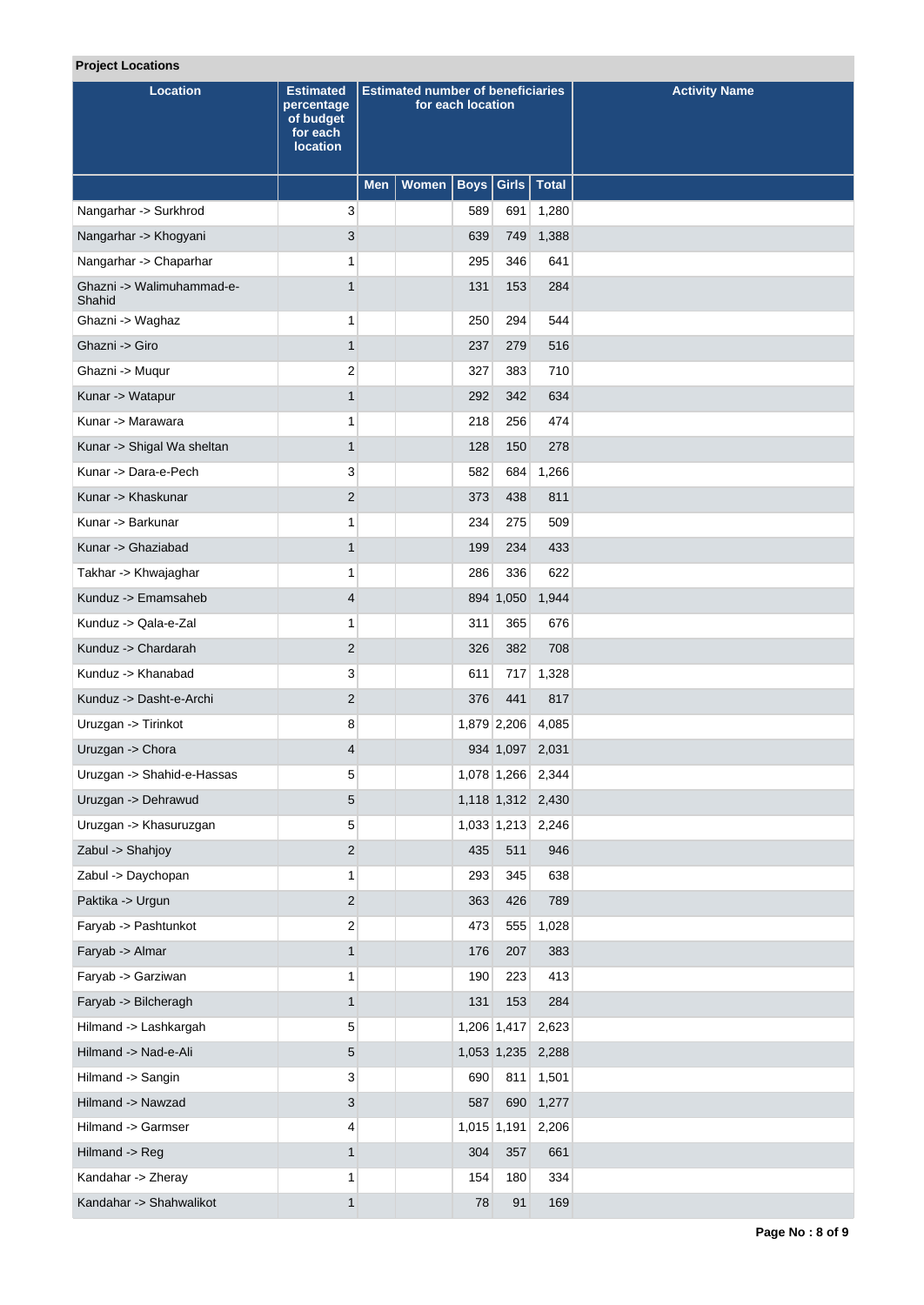**Project Locations**

| Location | Estimated percentage of budget for each location | Estimated number of beneficiaries for each location | | | | | Activity Name |
|---|---|---|---|---|---|---|---|
| | | Men | Women | Boys | Girls | Total | |
| Nangarhar -> Surkhrod | 3 | | | 589 | 691 | 1,280 | |
| Nangarhar -> Khogyani | 3 | | | 639 | 749 | 1,388 | |
| Nangarhar -> Chaparhar | 1 | | | 295 | 346 | 641 | |
| Ghazni -> Walimuhammad-e-Shahid | 1 | | | 131 | 153 | 284 | |
| Ghazni -> Waghaz | 1 | | | 250 | 294 | 544 | |
| Ghazni -> Giro | 1 | | | 237 | 279 | 516 | |
| Ghazni -> Muqur | 2 | | | 327 | 383 | 710 | |
| Kunar -> Watapur | 1 | | | 292 | 342 | 634 | |
| Kunar -> Marawara | 1 | | | 218 | 256 | 474 | |
| Kunar -> Shigal Wa sheltan | 1 | | | 128 | 150 | 278 | |
| Kunar -> Dara-e-Pech | 3 | | | 582 | 684 | 1,266 | |
| Kunar -> Khaskunar | 2 | | | 373 | 438 | 811 | |
| Kunar -> Barkunar | 1 | | | 234 | 275 | 509 | |
| Kunar -> Ghaziabad | 1 | | | 199 | 234 | 433 | |
| Takhar -> Khwajaghar | 1 | | | 286 | 336 | 622 | |
| Kunduz -> Emamsaheb | 4 | | | 894 | 1,050 | 1,944 | |
| Kunduz -> Qala-e-Zal | 1 | | | 311 | 365 | 676 | |
| Kunduz -> Chardarah | 2 | | | 326 | 382 | 708 | |
| Kunduz -> Khanabad | 3 | | | 611 | 717 | 1,328 | |
| Kunduz -> Dasht-e-Archi | 2 | | | 376 | 441 | 817 | |
| Uruzgan -> Tirinkot | 8 | | | 1,879 | 2,206 | 4,085 | |
| Uruzgan -> Chora | 4 | | | 934 | 1,097 | 2,031 | |
| Uruzgan -> Shahid-e-Hassas | 5 | | | 1,078 | 1,266 | 2,344 | |
| Uruzgan -> Dehrawud | 5 | | | 1,118 | 1,312 | 2,430 | |
| Uruzgan -> Khasuruzgan | 5 | | | 1,033 | 1,213 | 2,246 | |
| Zabul -> Shahjoy | 2 | | | 435 | 511 | 946 | |
| Zabul -> Daychopan | 1 | | | 293 | 345 | 638 | |
| Paktika -> Urgun | 2 | | | 363 | 426 | 789 | |
| Faryab -> Pashtunkot | 2 | | | 473 | 555 | 1,028 | |
| Faryab -> Almar | 1 | | | 176 | 207 | 383 | |
| Faryab -> Garziwan | 1 | | | 190 | 223 | 413 | |
| Faryab -> Bilcheragh | 1 | | | 131 | 153 | 284 | |
| Hilmand -> Lashkargah | 5 | | | 1,206 | 1,417 | 2,623 | |
| Hilmand -> Nad-e-Ali | 5 | | | 1,053 | 1,235 | 2,288 | |
| Hilmand -> Sangin | 3 | | | 690 | 811 | 1,501 | |
| Hilmand -> Nawzad | 3 | | | 587 | 690 | 1,277 | |
| Hilmand -> Garmser | 4 | | | 1,015 | 1,191 | 2,206 | |
| Hilmand -> Reg | 1 | | | 304 | 357 | 661 | |
| Kandahar -> Zheray | 1 | | | 154 | 180 | 334 | |
| Kandahar -> Shahwalikot | 1 | | | 78 | 91 | 169 | |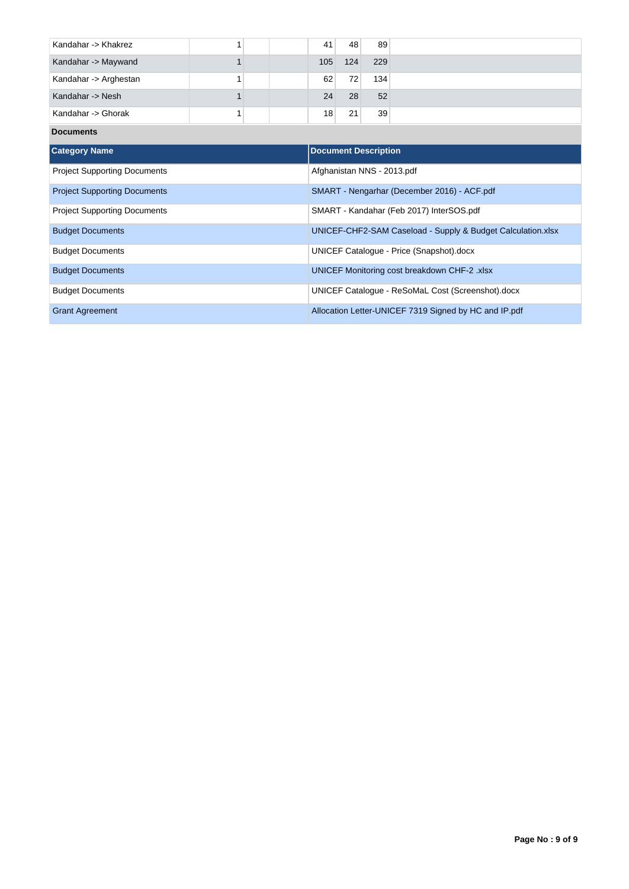| | | | | | | | |
|---|---|---|---|---|---|---|---|
| Kandahar -> Khakrez | 1 | | | 41 | 48 | 89 | |
| Kandahar -> Maywand | 1 | | | 105 | 124 | 229 | |
| Kandahar -> Arghestan | 1 | | | 62 | 72 | 134 | |
| Kandahar -> Nesh | 1 | | | 24 | 28 | 52 | |
| Kandahar -> Ghorak | 1 | | | 18 | 21 | 39 | |

**Documents**

| Category Name | Document Description |
|---|---|
| Project Supporting Documents | Afghanistan NNS - 2013.pdf |
| Project Supporting Documents | SMART - Nengarhar (December 2016) - ACF.pdf |
| Project Supporting Documents | SMART - Kandahar (Feb 2017) InterSOS.pdf |
| Budget Documents | UNICEF-CHF2-SAM Caseload - Supply & Budget Calculation.xlsx |
| Budget Documents | UNICEF Catalogue - Price (Snapshot).docx |
| Budget Documents | UNICEF Monitoring cost breakdown CHF-2 .xlsx |
| Budget Documents | UNICEF Catalogue - ReSoMaL Cost (Screenshot).docx |
| Grant Agreement | Allocation Letter-UNICEF 7319 Signed by HC and IP.pdf |